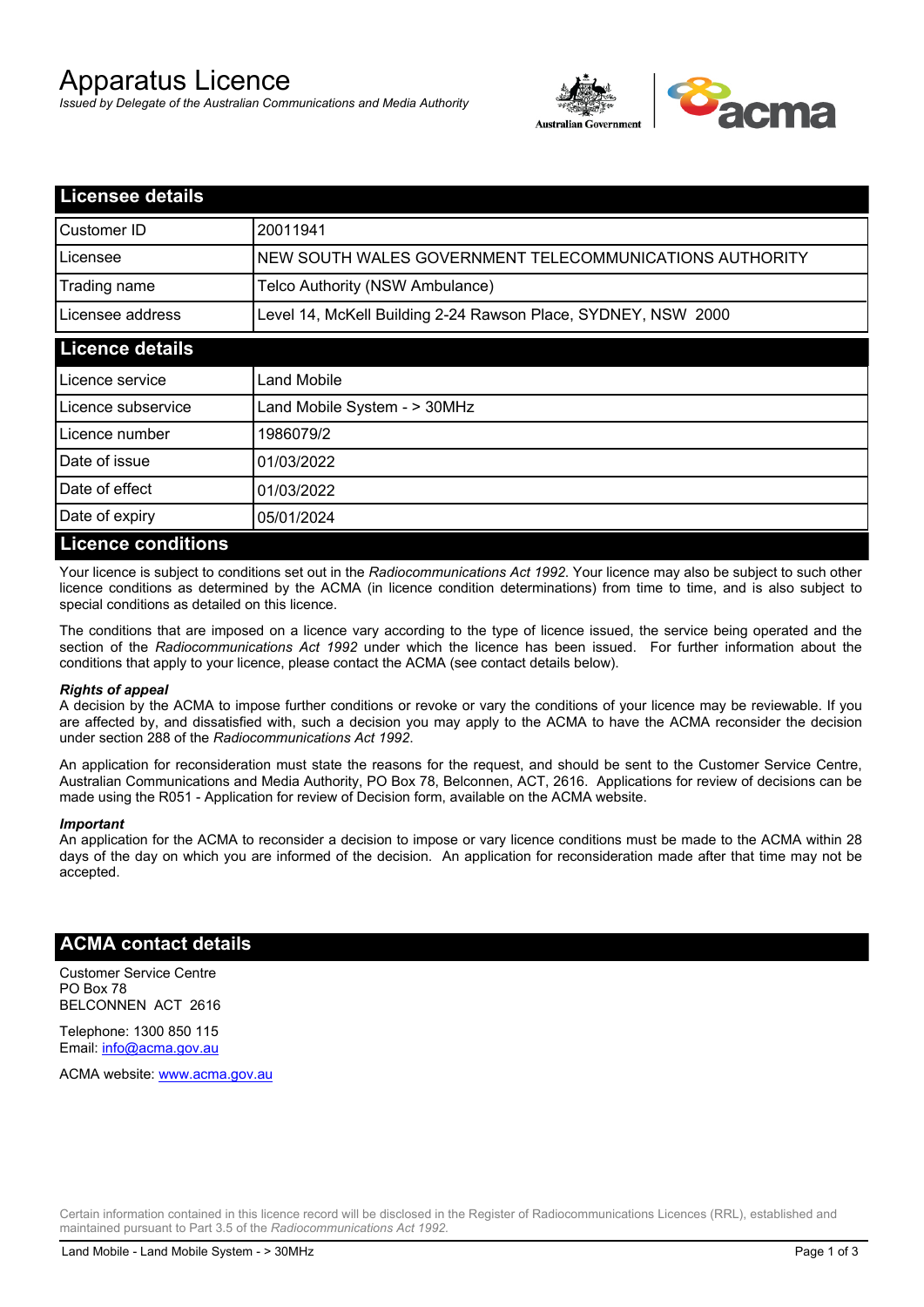# Apparatus Licence

*Issued by Delegate of the Australian Communications and Media Authority*

## Licensee details

| | |
|---|---|
| Customer ID | 20011941 |
| Licensee | NEW SOUTH WALES GOVERNMENT TELECOMMUNICATIONS AUTHORITY |
| Trading name | Telco Authority (NSW Ambulance) |
| Licensee address | Level 14, McKell Building 2-24 Rawson Place, SYDNEY, NSW 2000 |

## Licence details

| | |
|---|---|
| Licence service | Land Mobile |
| Licence subservice | Land Mobile System - > 30MHz |
| Licence number | 1986079/2 |
| Date of issue | 01/03/2022 |
| Date of effect | 01/03/2022 |
| Date of expiry | 05/01/2024 |

## Licence conditions

Your licence is subject to conditions set out in the *Radiocommunications Act 1992*. Your licence may also be subject to such other licence conditions as determined by the ACMA (in licence condition determinations) from time to time, and is also subject to special conditions as detailed on this licence.

The conditions that are imposed on a licence vary according to the type of licence issued, the service being operated and the section of the *Radiocommunications Act 1992* under which the licence has been issued. For further information about the conditions that apply to your licence, please contact the ACMA (see contact details below).

***Rights of appeal***

A decision by the ACMA to impose further conditions or revoke or vary the conditions of your licence may be reviewable. If you are affected by, and dissatisfied with, such a decision you may apply to the ACMA to have the ACMA reconsider the decision under section 288 of the *Radiocommunications Act 1992*.

An application for reconsideration must state the reasons for the request, and should be sent to the Customer Service Centre, Australian Communications and Media Authority, PO Box 78, Belconnen, ACT, 2616. Applications for review of decisions can be made using the R051 - Application for review of Decision form, available on the ACMA website.

***Important***

An application for the ACMA to reconsider a decision to impose or vary licence conditions must be made to the ACMA within 28 days of the day on which you are informed of the decision. An application for reconsideration made after that time may not be accepted.

## ACMA contact details

Customer Service Centre
PO Box 78
BELCONNEN ACT 2616

Telephone: 1300 850 115
Email: info@acma.gov.au

ACMA website: www.acma.gov.au

Certain information contained in this licence record will be disclosed in the Register of Radiocommunications Licences (RRL), established and maintained pursuant to Part 3.5 of the *Radiocommunications Act 1992.*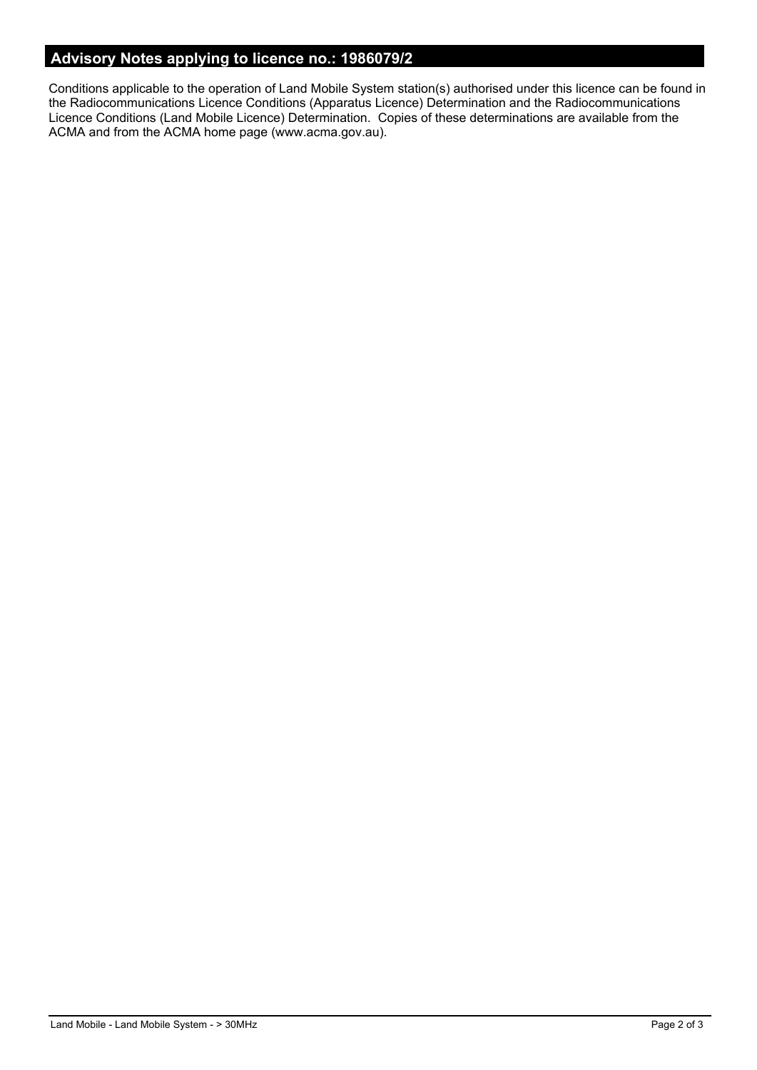## Advisory Notes applying to licence no.: 1986079/2

Conditions applicable to the operation of Land Mobile System station(s) authorised under this licence can be found in the Radiocommunications Licence Conditions (Apparatus Licence) Determination and the Radiocommunications Licence Conditions (Land Mobile Licence) Determination. Copies of these determinations are available from the ACMA and from the ACMA home page (www.acma.gov.au).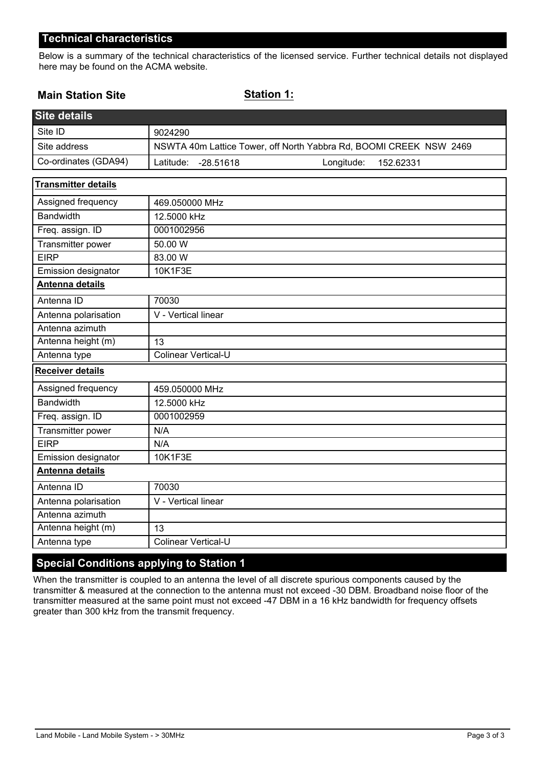## Technical characteristics

Below is a summary of the technical characteristics of the licensed service. Further technical details not displayed here may be found on the ACMA website.

**Main Station Site** **Station 1:**

| Site details | |
|---|---|
| Site ID | 9024290 |
| Site address | NSWTA 40m Lattice Tower, off North Yabbra Rd, BOOMI CREEK NSW 2469 |
| Co-ordinates (GDA94) | Latitude: -28.51618 Longitude: 152.62331 |

| Transmitter details | |
|---|---|
| Assigned frequency | 469.050000 MHz |
| Bandwidth | 12.5000 kHz |
| Freq. assign. ID | 0001002956 |
| Transmitter power | 50.00 W |
| EIRP | 83.00 W |
| Emission designator | 10K1F3E |
| **Antenna details** | |
| Antenna ID | 70030 |
| Antenna polarisation | V - Vertical linear |
| Antenna azimuth | |
| Antenna height (m) | 13 |
| Antenna type | Colinear Vertical-U |

| Receiver details | |
|---|---|
| Assigned frequency | 459.050000 MHz |
| Bandwidth | 12.5000 kHz |
| Freq. assign. ID | 0001002959 |
| Transmitter power | N/A |
| EIRP | N/A |
| Emission designator | 10K1F3E |
| **Antenna details** | |
| Antenna ID | 70030 |
| Antenna polarisation | V - Vertical linear |
| Antenna azimuth | |
| Antenna height (m) | 13 |
| Antenna type | Colinear Vertical-U |

## Special Conditions applying to Station 1

When the transmitter is coupled to an antenna the level of all discrete spurious components caused by the transmitter & measured at the connection to the antenna must not exceed -30 DBM. Broadband noise floor of the transmitter measured at the same point must not exceed -47 DBM in a 16 kHz bandwidth for frequency offsets greater than 300 kHz from the transmit frequency.